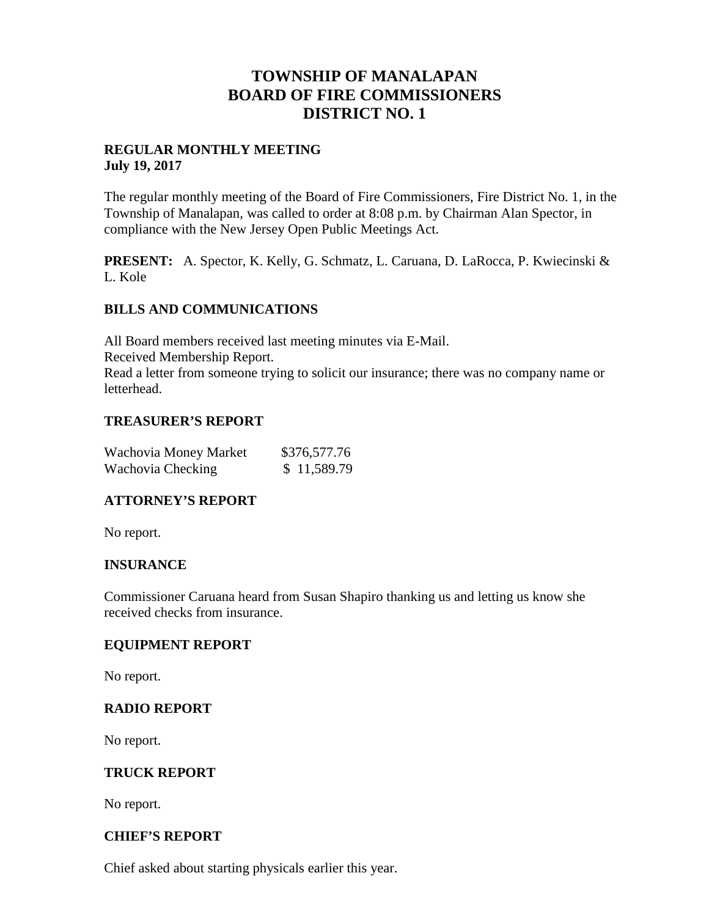# TOWNSHIP OF MANALAPAN
# BOARD OF FIRE COMMISSIONERS
# DISTRICT NO. 1

**REGULAR MONTHLY MEETING**
**July 19, 2017**

The regular monthly meeting of the Board of Fire Commissioners, Fire District No. 1, in the Township of Manalapan, was called to order at 8:08 p.m. by Chairman Alan Spector, in compliance with the New Jersey Open Public Meetings Act.

**PRESENT:** A. Spector, K. Kelly, G. Schmatz, L. Caruana, D. LaRocca, P. Kwiecinski & L. Kole

## BILLS AND COMMUNICATIONS

All Board members received last meeting minutes via E-Mail.
Received Membership Report.
Read a letter from someone trying to solicit our insurance; there was no company name or letterhead.

## TREASURER'S REPORT

| | |
|---|---|
| Wachovia Money Market | $376,577.76 |
| Wachovia Checking | $ 11,589.79 |

## ATTORNEY'S REPORT

No report.

## INSURANCE

Commissioner Caruana heard from Susan Shapiro thanking us and letting us know she received checks from insurance.

## EQUIPMENT REPORT

No report.

## RADIO REPORT

No report.

## TRUCK REPORT

No report.

## CHIEF'S REPORT

Chief asked about starting physicals earlier this year.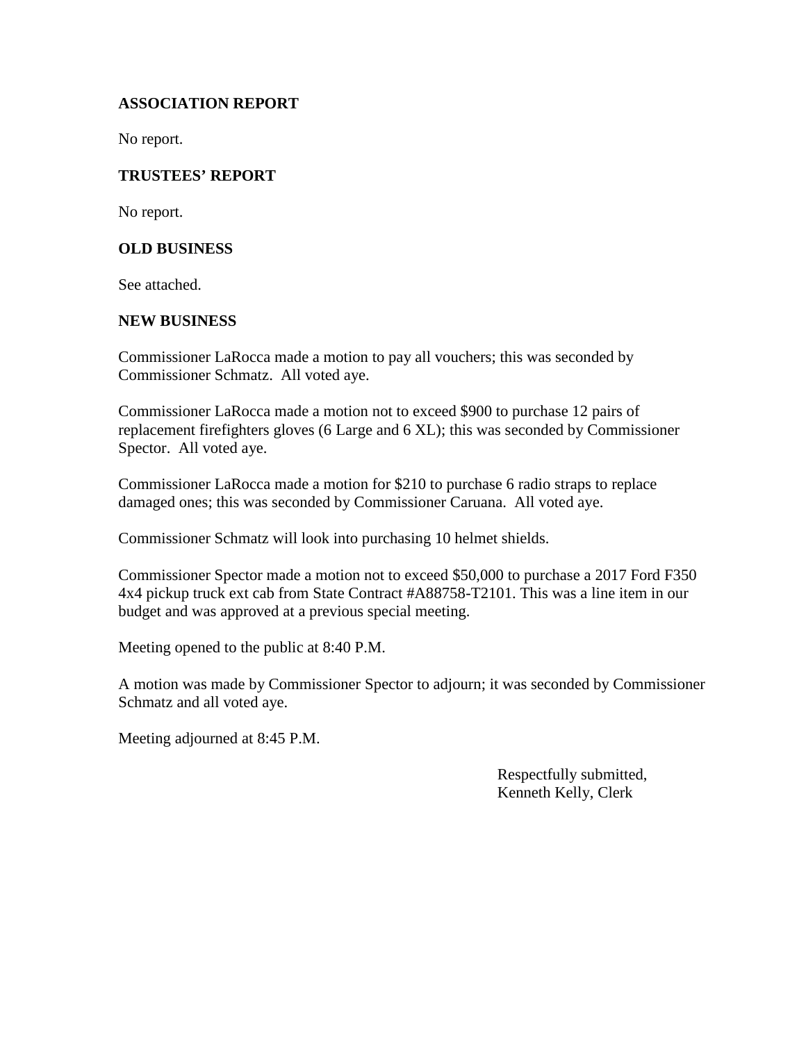**ASSOCIATION REPORT**

No report.

**TRUSTEES' REPORT**

No report.

**OLD BUSINESS**

See attached.

**NEW BUSINESS**

Commissioner LaRocca made a motion to pay all vouchers; this was seconded by Commissioner Schmatz. All voted aye.

Commissioner LaRocca made a motion not to exceed $900 to purchase 12 pairs of replacement firefighters gloves (6 Large and 6 XL); this was seconded by Commissioner Spector. All voted aye.

Commissioner LaRocca made a motion for $210 to purchase 6 radio straps to replace damaged ones; this was seconded by Commissioner Caruana. All voted aye.

Commissioner Schmatz will look into purchasing 10 helmet shields.

Commissioner Spector made a motion not to exceed $50,000 to purchase a 2017 Ford F350 4x4 pickup truck ext cab from State Contract #A88758-T2101. This was a line item in our budget and was approved at a previous special meeting.

Meeting opened to the public at 8:40 P.M.

A motion was made by Commissioner Spector to adjourn; it was seconded by Commissioner Schmatz and all voted aye.

Meeting adjourned at 8:45 P.M.

Respectfully submitted,
Kenneth Kelly, Clerk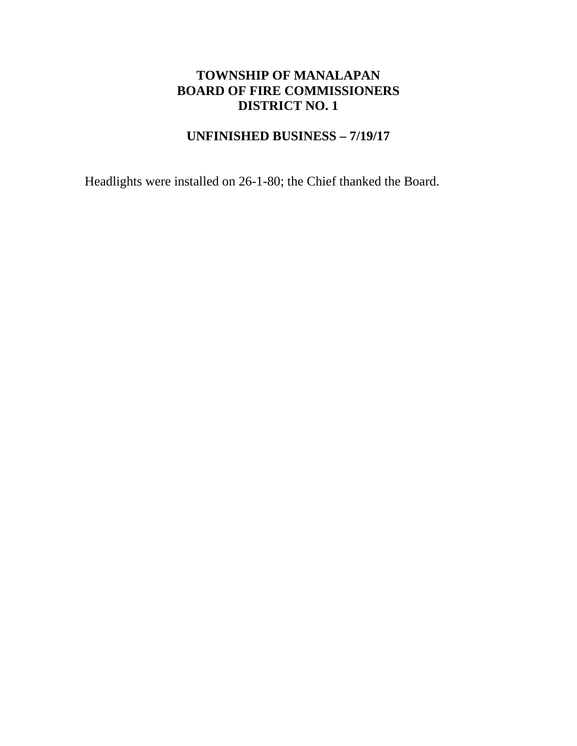# TOWNSHIP OF MANALAPAN
# BOARD OF FIRE COMMISSIONERS
# DISTRICT NO. 1

## UNFINISHED BUSINESS – 7/19/17

Headlights were installed on 26-1-80; the Chief thanked the Board.